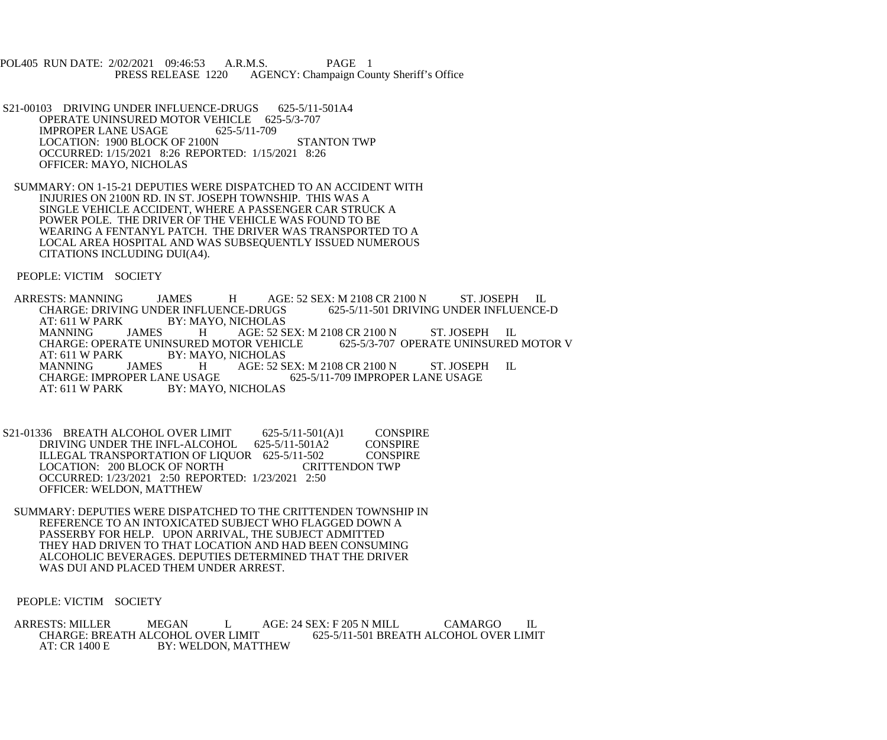POL405 RUN DATE: 2/02/2021 09:46:53 A.R.M.S. PAGE 1
PRESS RELEASE 1220 AGENCY: Champaign County Sheriff's Office

S21-00103 DRIVING UNDER INFLUENCE-DRUGS 625-5/11-501A4
OPERATE UNINSURED MOTOR VEHICLE 625-5/3-707
IMPROPER LANE USAGE 625-5/11-709
LOCATION: 1900 BLOCK OF 2100N STANTON TWP
OCCURRED: 1/15/2021 8:26 REPORTED: 1/15/2021 8:26
OFFICER: MAYO, NICHOLAS

SUMMARY: ON 1-15-21 DEPUTIES WERE DISPATCHED TO AN ACCIDENT WITH INJURIES ON 2100N RD. IN ST. JOSEPH TOWNSHIP. THIS WAS A SINGLE VEHICLE ACCIDENT, WHERE A PASSENGER CAR STRUCK A POWER POLE. THE DRIVER OF THE VEHICLE WAS FOUND TO BE WEARING A FENTANYL PATCH. THE DRIVER WAS TRANSPORTED TO A LOCAL AREA HOSPITAL AND WAS SUBSEQUENTLY ISSUED NUMEROUS CITATIONS INCLUDING DUI(A4).

PEOPLE: VICTIM SOCIETY

ARRESTS: MANNING JAMES H AGE: 52 SEX: M 2108 CR 2100 N ST. JOSEPH IL
CHARGE: DRIVING UNDER INFLUENCE-DRUGS 625-5/11-501 DRIVING UNDER INFLUENCE-D
AT: 611 W PARK BY: MAYO, NICHOLAS
MANNING JAMES H AGE: 52 SEX: M 2108 CR 2100 N ST. JOSEPH IL
CHARGE: OPERATE UNINSURED MOTOR VEHICLE 625-5/3-707 OPERATE UNINSURED MOTOR V
AT: 611 W PARK BY: MAYO, NICHOLAS
MANNING JAMES H AGE: 52 SEX: M 2108 CR 2100 N ST. JOSEPH IL
CHARGE: IMPROPER LANE USAGE 625-5/11-709 IMPROPER LANE USAGE
AT: 611 W PARK BY: MAYO, NICHOLAS

S21-01336 BREATH ALCOHOL OVER LIMIT 625-5/11-501(A)1 CONSPIRE
DRIVING UNDER THE INFL-ALCOHOL 625-5/11-501A2 CONSPIRE
ILLEGAL TRANSPORTATION OF LIQUOR 625-5/11-502 CONSPIRE
LOCATION: 200 BLOCK OF NORTH CRITTENDON TWP
OCCURRED: 1/23/2021 2:50 REPORTED: 1/23/2021 2:50
OFFICER: WELDON, MATTHEW

SUMMARY: DEPUTIES WERE DISPATCHED TO THE CRITTENDEN TOWNSHIP IN REFERENCE TO AN INTOXICATED SUBJECT WHO FLAGGED DOWN A PASSERBY FOR HELP. UPON ARRIVAL, THE SUBJECT ADMITTED THEY HAD DRIVEN TO THAT LOCATION AND HAD BEEN CONSUMING ALCOHOLIC BEVERAGES. DEPUTIES DETERMINED THAT THE DRIVER WAS DUI AND PLACED THEM UNDER ARREST.

PEOPLE: VICTIM SOCIETY

ARRESTS: MILLER MEGAN L AGE: 24 SEX: F 205 N MILL CAMARGO IL
CHARGE: BREATH ALCOHOL OVER LIMIT 625-5/11-501 BREATH ALCOHOL OVER LIMIT
AT: CR 1400 E BY: WELDON, MATTHEW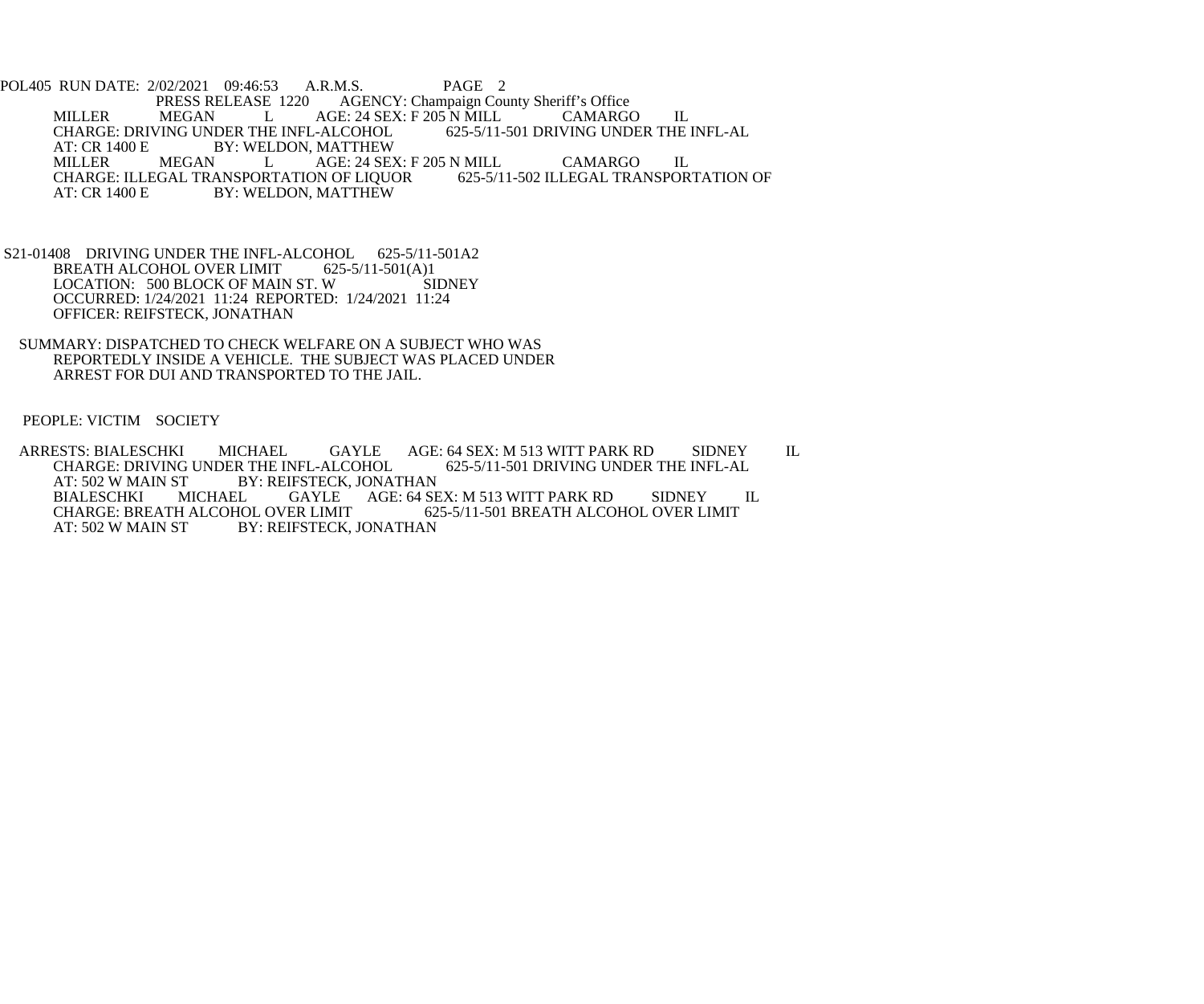POL405 RUN DATE: 2/02/2021 09:46:53 A.R.M.S. PAGE 2

PRESS RELEASE 1220 AGENCY: Champaign County Sheriff's Office

MILLER MEGAN L AGE: 24 SEX: F 205 N MILL CAMARGO IL
CHARGE: DRIVING UNDER THE INFL-ALCOHOL 625-5/11-501 DRIVING UNDER THE INFL-AL
AT: CR 1400 E BY: WELDON, MATTHEW
MILLER MEGAN L AGE: 24 SEX: F 205 N MILL CAMARGO IL
CHARGE: ILLEGAL TRANSPORTATION OF LIQUOR 625-5/11-502 ILLEGAL TRANSPORTATION OF
AT: CR 1400 E BY: WELDON, MATTHEW

S21-01408 DRIVING UNDER THE INFL-ALCOHOL 625-5/11-501A2
BREATH ALCOHOL OVER LIMIT 625-5/11-501(A)1
LOCATION: 500 BLOCK OF MAIN ST. W SIDNEY
OCCURRED: 1/24/2021 11:24 REPORTED: 1/24/2021 11:24
OFFICER: REIFSTECK, JONATHAN

SUMMARY: DISPATCHED TO CHECK WELFARE ON A SUBJECT WHO WAS REPORTEDLY INSIDE A VEHICLE. THE SUBJECT WAS PLACED UNDER ARREST FOR DUI AND TRANSPORTED TO THE JAIL.

PEOPLE: VICTIM SOCIETY

ARRESTS: BIALESCHKI MICHAEL GAYLE AGE: 64 SEX: M 513 WITT PARK RD SIDNEY IL
CHARGE: DRIVING UNDER THE INFL-ALCOHOL 625-5/11-501 DRIVING UNDER THE INFL-AL
AT: 502 W MAIN ST BY: REIFSTECK, JONATHAN
BIALESCHKI MICHAEL GAYLE AGE: 64 SEX: M 513 WITT PARK RD SIDNEY IL
CHARGE: BREATH ALCOHOL OVER LIMIT 625-5/11-501 BREATH ALCOHOL OVER LIMIT
AT: 502 W MAIN ST BY: REIFSTECK, JONATHAN